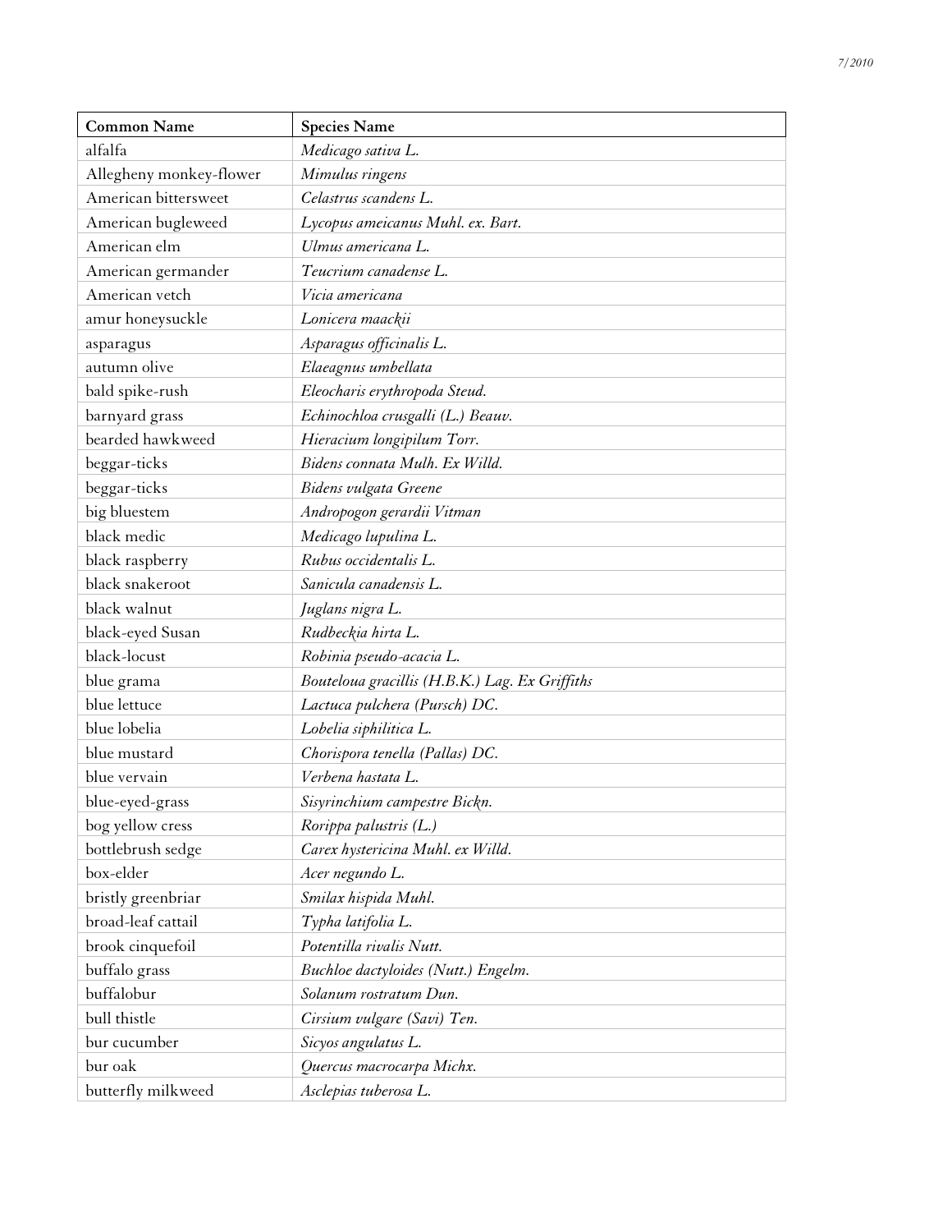| Common Name | Species Name |
|---|---|
| alfalfa | *Medicago sativa L.* |
| Allegheny monkey-flower | *Mimulus ringens* |
| American bittersweet | *Celastrus scandens L.* |
| American bugleweed | *Lycopus ameicanus Muhl. ex. Bart.* |
| American elm | *Ulmus americana L.* |
| American germander | *Teucrium canadense L.* |
| American vetch | *Vicia americana* |
| amur honeysuckle | *Lonicera maackii* |
| asparagus | *Asparagus officinalis L.* |
| autumn olive | *Elaeagnus umbellata* |
| bald spike-rush | *Eleocharis erythropoda Steud.* |
| barnyard grass | *Echinochloa crusgalli (L.) Beauv.* |
| bearded hawkweed | *Hieracium longipilum Torr.* |
| beggar-ticks | *Bidens connata Mulh. Ex Willd.* |
| beggar-ticks | *Bidens vulgata Greene* |
| big bluestem | *Andropogon gerardii Vitman* |
| black medic | *Medicago lupulina L.* |
| black raspberry | *Rubus occidentalis L.* |
| black snakeroot | *Sanicula canadensis L.* |
| black walnut | *Juglans nigra L.* |
| black-eyed Susan | *Rudbeckia hirta L.* |
| black-locust | *Robinia pseudo-acacia L.* |
| blue grama | *Bouteloua gracillis (H.B.K.) Lag. Ex Griffiths* |
| blue lettuce | *Lactuca pulchera (Pursch) DC.* |
| blue lobelia | *Lobelia siphilitica L.* |
| blue mustard | *Chorispora tenella (Pallas) DC.* |
| blue vervain | *Verbena hastata L.* |
| blue-eyed-grass | *Sisyrinchium campestre Bickn.* |
| bog yellow cress | *Rorippa palustris (L.)* |
| bottlebrush sedge | *Carex hystericina Muhl. ex Willd.* |
| box-elder | *Acer negundo L.* |
| bristly greenbriar | *Smilax hispida Muhl.* |
| broad-leaf cattail | *Typha latifolia L.* |
| brook cinquefoil | *Potentilla rivalis Nutt.* |
| buffalo grass | *Buchloe dactyloides (Nutt.) Engelm.* |
| buffalobur | *Solanum rostratum Dun.* |
| bull thistle | *Cirsium vulgare (Savi) Ten.* |
| bur cucumber | *Sicyos angulatus L.* |
| bur oak | *Quercus macrocarpa Michx.* |
| butterfly milkweed | *Asclepias tuberosa L.* |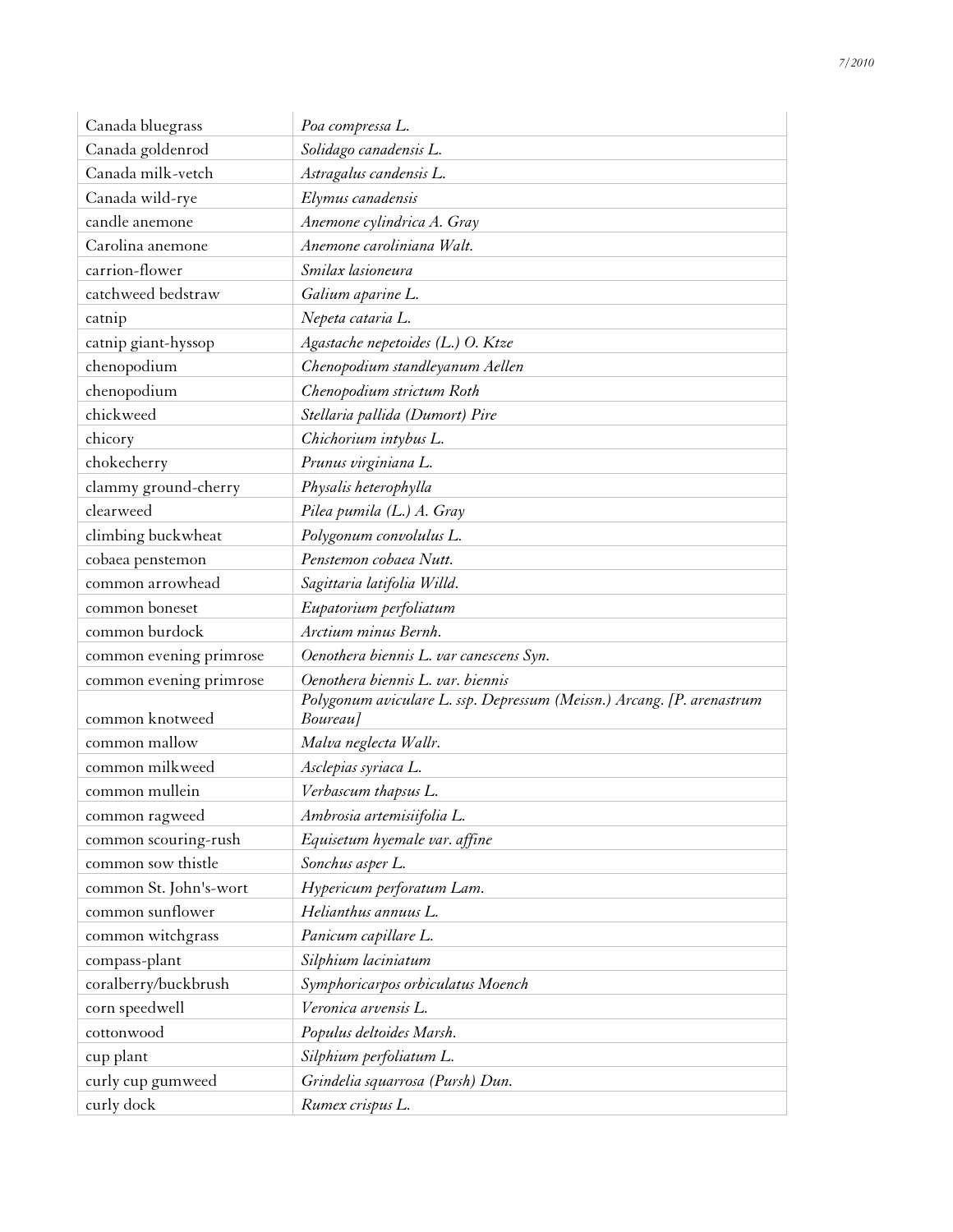| Canada bluegrass | *Poa compressa L.* |
|---|---|
| Canada goldenrod | *Solidago canadensis L.* |
| Canada milk-vetch | *Astragalus candensis L.* |
| Canada wild-rye | *Elymus canadensis* |
| candle anemone | *Anemone cylindrica A. Gray* |
| Carolina anemone | *Anemone caroliniana Walt.* |
| carrion-flower | *Smilax lasioneura* |
| catchweed bedstraw | *Galium aparine L.* |
| catnip | *Nepeta cataria L.* |
| catnip giant-hyssop | *Agastache nepetoides (L.) O. Ktze* |
| chenopodium | *Chenopodium standleyanum Aellen* |
| chenopodium | *Chenopodium strictum Roth* |
| chickweed | *Stellaria pallida (Dumort) Pire* |
| chicory | *Chichorium intybus L.* |
| chokecherry | *Prunus virginiana L.* |
| clammy ground-cherry | *Physalis heterophylla* |
| clearweed | *Pilea pumila (L.) A. Gray* |
| climbing buckwheat | *Polygonum convolulus L.* |
| cobaea penstemon | *Penstemon cobaea Nutt.* |
| common arrowhead | *Sagittaria latifolia Willd.* |
| common boneset | *Eupatorium perfoliatum* |
| common burdock | *Arctium minus Bernh.* |
| common evening primrose | *Oenothera biennis L. var canescens Syn.* |
| common evening primrose | *Oenothera biennis L. var. biennis* |
| common knotweed | *Polygonum aviculare L. ssp. Depressum (Meissn.) Arcang. [P. arenastrum Boureau]* |
| common mallow | *Malva neglecta Wallr.* |
| common milkweed | *Asclepias syriaca L.* |
| common mullein | *Verbascum thapsus L.* |
| common ragweed | *Ambrosia artemisiifolia L.* |
| common scouring-rush | *Equisetum hyemale var. affine* |
| common sow thistle | *Sonchus asper L.* |
| common St. John's-wort | *Hypericum perforatum Lam.* |
| common sunflower | *Helianthus annuus L.* |
| common witchgrass | *Panicum capillare L.* |
| compass-plant | *Silphium laciniatum* |
| coralberry/buckbrush | *Symphoricarpos orbiculatus Moench* |
| corn speedwell | *Veronica arvensis L.* |
| cottonwood | *Populus deltoides Marsh.* |
| cup plant | *Silphium perfoliatum L.* |
| curly cup gumweed | *Grindelia squarrosa (Pursh) Dun.* |
| curly dock | *Rumex crispus L.* |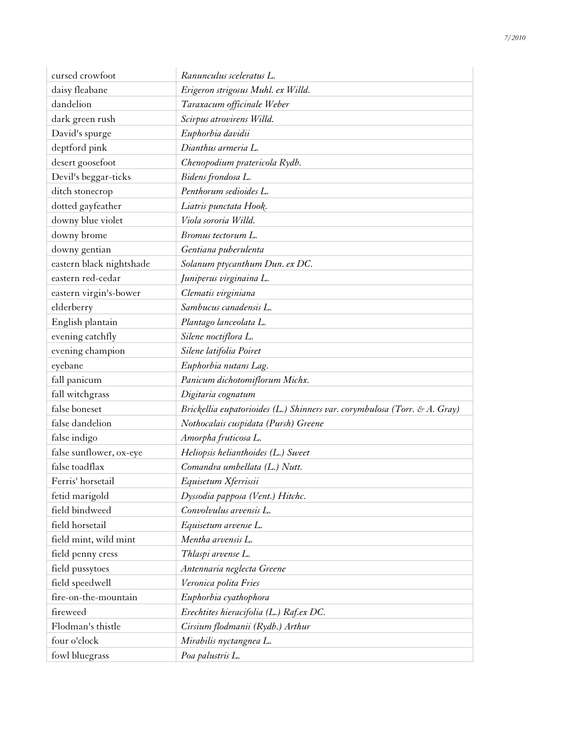| cursed crowfoot | *Ranunculus sceleratus L.* |
|---|---|
| daisy fleabane | *Erigeron strigosus Muhl. ex Willd.* |
| dandelion | *Taraxacum officinale Weber* |
| dark green rush | *Scirpus atrovirens Willd.* |
| David's spurge | *Euphorbia davidii* |
| deptford pink | *Dianthus armeria L.* |
| desert goosefoot | *Chenopodium pratericola Rydb.* |
| Devil's beggar-ticks | *Bidens frondosa L.* |
| ditch stonecrop | *Penthorum sedioides L.* |
| dotted gayfeather | *Liatris punctata Hook.* |
| downy blue violet | *Viola sororia Willd.* |
| downy brome | *Bromus tectorum L.* |
| downy gentian | *Gentiana puberulenta* |
| eastern black nightshade | *Solanum ptycanthum Dun. ex DC.* |
| eastern red-cedar | *Juniperus virginaina L.* |
| eastern virgin's-bower | *Clematis virginiana* |
| elderberry | *Sambucus canadensis L.* |
| English plantain | *Plantago lanceolata L.* |
| evening catchfly | *Silene noctiflora L.* |
| evening champion | *Silene latifolia Poiret* |
| eyebane | *Euphorbia nutans Lag.* |
| fall panicum | *Panicum dichotomiflorum Michx.* |
| fall witchgrass | *Digitaria cognatum* |
| false boneset | *Brickellia eupatorioides (L.) Shinners var. corymbulosa (Torr. & A. Gray)* |
| false dandelion | *Nothocalais cuspidata (Pursh) Greene* |
| false indigo | *Amorpha fruticosa L.* |
| false sunflower, ox-eye | *Heliopsis helianthoides (L.) Sweet* |
| false toadflax | *Comandra umbellata (L.) Nutt.* |
| Ferris' horsetail | *Equisetum Xferrissii* |
| fetid marigold | *Dyssodia papposa (Vent.) Hitchc.* |
| field bindweed | *Convolvulus arvensis L.* |
| field horsetail | *Equisetum arvense L.* |
| field mint, wild mint | *Mentha arvensis L.* |
| field penny cress | *Thlaspi arvense L.* |
| field pussytoes | *Antennaria neglecta Greene* |
| field speedwell | *Veronica polita Fries* |
| fire-on-the-mountain | *Euphorbia cyathophora* |
| fireweed | *Erechtites hieracifolia (L.) Raf.ex DC.* |
| Flodman's thistle | *Cirsium flodmanii (Rydb.) Arthur* |
| four o'clock | *Mirabilis nyctangnea L.* |
| fowl bluegrass | *Poa palustris L.* |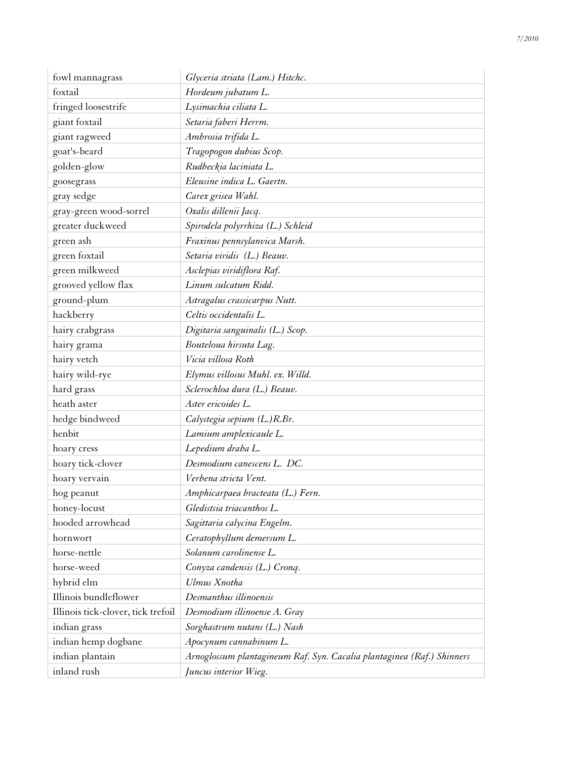| fowl mannagrass | *Glyceria striata (Lam.) Hitchc.* |
|---|---|
| foxtail | *Hordeum jubatum L.* |
| fringed loosestrife | *Lysimachia ciliata L.* |
| giant foxtail | *Setaria faberi Herrm.* |
| giant ragweed | *Ambrosia trifida L.* |
| goat's-beard | *Tragopogon dubius Scop.* |
| golden-glow | *Rudbeckia laciniata L.* |
| goosegrass | *Eleusine indica L. Gaertn.* |
| gray sedge | *Carex grisea Wahl.* |
| gray-green wood-sorrel | *Oxalis dillenii Jacq.* |
| greater duckweed | *Spirodela polyrrhiza (L.) Schleid* |
| green ash | *Fraxinus pennsylanvica Marsh.* |
| green foxtail | *Setaria viridis (L.) Beauv.* |
| green milkweed | *Asclepias viridiflora Raf.* |
| grooved yellow flax | *Linum sulcatum Ridd.* |
| ground-plum | *Astragalus crassicarpus Nutt.* |
| hackberry | *Celtis occidentalis L.* |
| hairy crabgrass | *Digitaria sanguinalis (L.) Scop.* |
| hairy grama | *Bouteloua hirsuta Lag.* |
| hairy vetch | *Vicia villosa Roth* |
| hairy wild-rye | *Elymus villosus Muhl. ex. Willd.* |
| hard grass | *Sclerochloa dura (L.) Beauv.* |
| heath aster | *Aster ericoides L.* |
| hedge bindweed | *Calystegia sepium (L.)R.Br.* |
| henbit | *Lamium amplexicaule L.* |
| hoary cress | *Lepedium draba L.* |
| hoary tick-clover | *Desmodium canescens L. DC.* |
| hoary vervain | *Verbena stricta Vent.* |
| hog peanut | *Amphicarpaea bracteata (L.) Fern.* |
| honey-locust | *Gledistsia triacanthos L.* |
| hooded arrowhead | *Sagittaria calycina Engelm.* |
| hornwort | *Ceratophyllum demersum L.* |
| horse-nettle | *Solanum carolinense L.* |
| horse-weed | *Conyza candensis (L.) Cronq.* |
| hybrid elm | *Ulmus Xnotha* |
| Illinois bundleflower | *Desmanthus illinoensis* |
| Illinois tick-clover, tick trefoil | *Desmodium illinoense A. Gray* |
| indian grass | *Sorghastrum nutans (L.) Nash* |
| indian hemp dogbane | *Apocynum cannabinum L.* |
| indian plantain | *Arnoglossum plantagineum Raf. Syn. Cacalia plantaginea (Raf.) Shinners* |
| inland rush | *Juncus interior Wieg.* |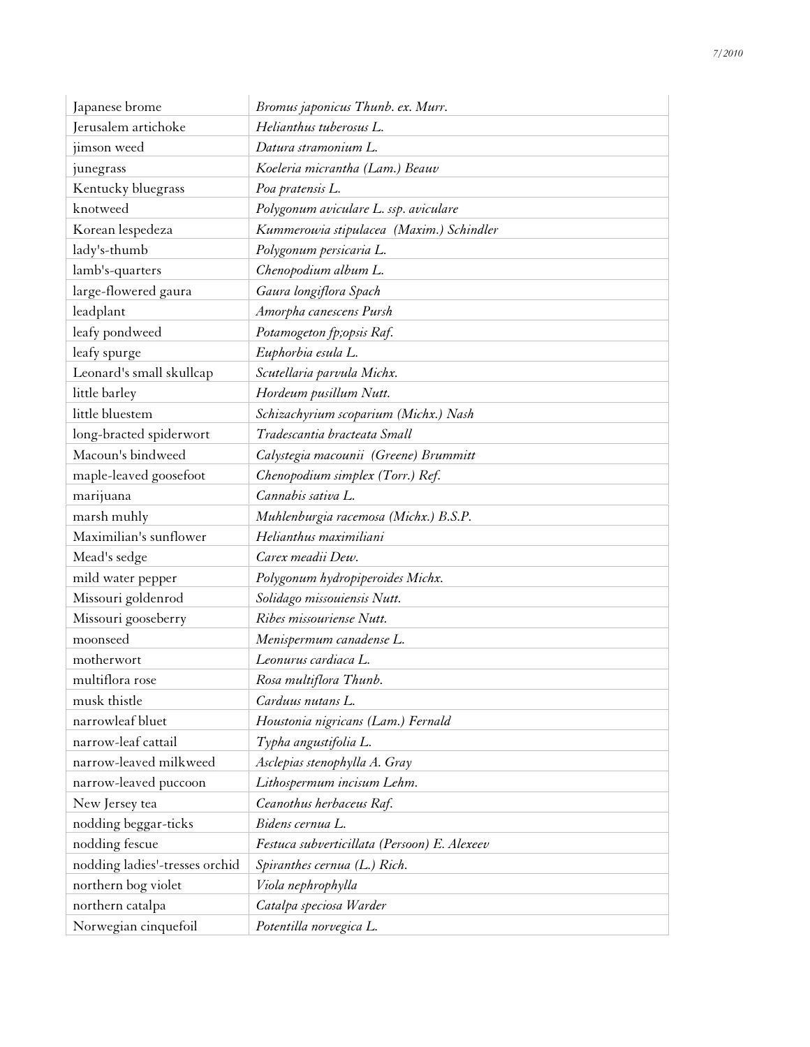| Japanese brome | *Bromus japonicus Thunb. ex. Murr.* |
|---|---|
| Jerusalem artichoke | *Helianthus tuberosus L.* |
| jimson weed | *Datura stramonium L.* |
| junegrass | *Koeleria micrantha (Lam.) Beauv* |
| Kentucky bluegrass | *Poa pratensis L.* |
| knotweed | *Polygonum aviculare L. ssp. aviculare* |
| Korean lespedeza | *Kummerowia stipulacea (Maxim.) Schindler* |
| lady's-thumb | *Polygonum persicaria L.* |
| lamb's-quarters | *Chenopodium album L.* |
| large-flowered gaura | *Gaura longiflora Spach* |
| leadplant | *Amorpha canescens Pursh* |
| leafy pondweed | *Potamogeton fp;opsis Raf.* |
| leafy spurge | *Euphorbia esula L.* |
| Leonard's small skullcap | *Scutellaria parvula Michx.* |
| little barley | *Hordeum pusillum Nutt.* |
| little bluestem | *Schizachyrium scoparium (Michx.) Nash* |
| long-bracted spiderwort | *Tradescantia bracteata Small* |
| Macoun's bindweed | *Calystegia macounii (Greene) Brummitt* |
| maple-leaved goosefoot | *Chenopodium simplex (Torr.) Ref.* |
| marijuana | *Cannabis sativa L.* |
| marsh muhly | *Muhlenburgia racemosa (Michx.) B.S.P.* |
| Maximilian's sunflower | *Helianthus maximiliani* |
| Mead's sedge | *Carex meadii Dew.* |
| mild water pepper | *Polygonum hydropiperoides Michx.* |
| Missouri goldenrod | *Solidago missouiensis Nutt.* |
| Missouri gooseberry | *Ribes missouriense Nutt.* |
| moonseed | *Menispermum canadense L.* |
| motherwort | *Leonurus cardiaca L.* |
| multiflora rose | *Rosa multiflora Thunb.* |
| musk thistle | *Carduus nutans L.* |
| narrowleaf bluet | *Houstonia nigricans (Lam.) Fernald* |
| narrow-leaf cattail | *Typha angustifolia L.* |
| narrow-leaved milkweed | *Asclepias stenophylla A. Gray* |
| narrow-leaved puccoon | *Lithospermum incisum Lehm.* |
| New Jersey tea | *Ceanothus herbaceus Raf.* |
| nodding beggar-ticks | *Bidens cernua L.* |
| nodding fescue | *Festuca subverticillata (Persoon) E. Alexeev* |
| nodding ladies'-tresses orchid | *Spiranthes cernua (L.) Rich.* |
| northern bog violet | *Viola nephrophylla* |
| northern catalpa | *Catalpa speciosa Warder* |
| Norwegian cinquefoil | *Potentilla norvegica L.* |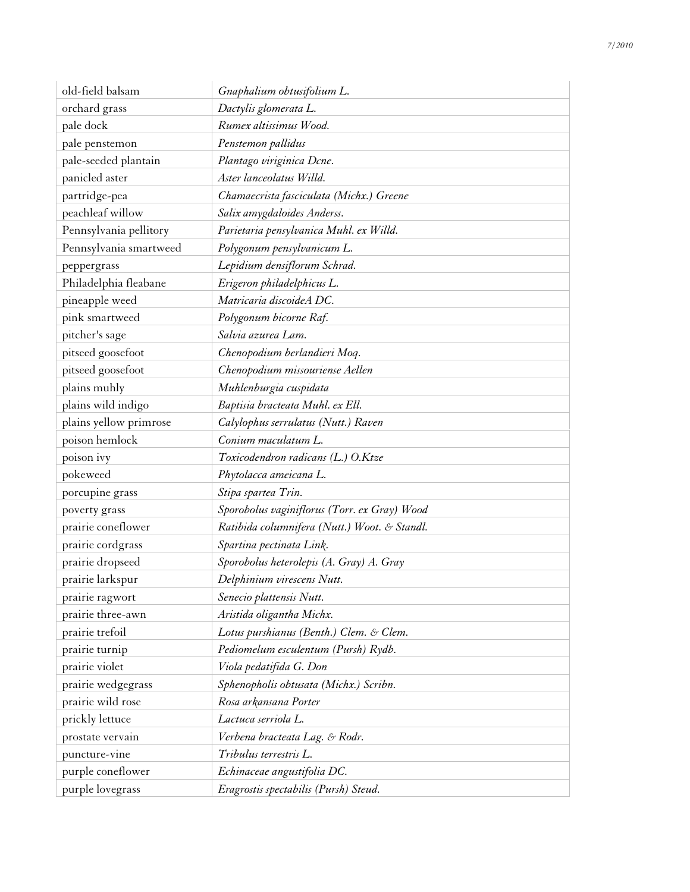| | |
|---|---|
| old-field balsam | *Gnaphalium obtusifolium L.* |
| orchard grass | *Dactylis glomerata L.* |
| pale dock | *Rumex altissimus Wood.* |
| pale penstemon | *Penstemon pallidus* |
| pale-seeded plantain | *Plantago viriginica Dcne.* |
| panicled aster | *Aster lanceolatus Willd.* |
| partridge-pea | *Chamaecrista fasciculata (Michx.) Greene* |
| peachleaf willow | *Salix amygdaloides Anderss.* |
| Pennsylvania pellitory | *Parietaria pensylvanica Muhl. ex Willd.* |
| Pennsylvania smartweed | *Polygonum pensylvanicum L.* |
| peppergrass | *Lepidium densiflorum Schrad.* |
| Philadelphia fleabane | *Erigeron philadelphicus L.* |
| pineapple weed | *Matricaria discoideA DC.* |
| pink smartweed | *Polygonum bicorne Raf.* |
| pitcher's sage | *Salvia azurea Lam.* |
| pitseed goosefoot | *Chenopodium berlandieri Moq.* |
| pitseed goosefoot | *Chenopodium missouriense Aellen* |
| plains muhly | *Muhlenburgia cuspidata* |
| plains wild indigo | *Baptisia bracteata Muhl. ex Ell.* |
| plains yellow primrose | *Calylophus serrulatus (Nutt.) Raven* |
| poison hemlock | *Conium maculatum L.* |
| poison ivy | *Toxicodendron radicans (L.) O.Ktze* |
| pokeweed | *Phytolacca ameicana L.* |
| porcupine grass | *Stipa spartea Trin.* |
| poverty grass | *Sporobolus vaginiflorus (Torr. ex Gray) Wood* |
| prairie coneflower | *Ratibida columnifera (Nutt.) Woot. & Standl.* |
| prairie cordgrass | *Spartina pectinata Link.* |
| prairie dropseed | *Sporobolus heterolepis (A. Gray) A. Gray* |
| prairie larkspur | *Delphinium virescens Nutt.* |
| prairie ragwort | *Senecio plattensis Nutt.* |
| prairie three-awn | *Aristida oligantha Michx.* |
| prairie trefoil | *Lotus purshianus (Benth.) Clem. & Clem.* |
| prairie turnip | *Pediomelum esculentum (Pursh) Rydb.* |
| prairie violet | *Viola pedatifida G. Don* |
| prairie wedgegrass | *Sphenopholis obtusata (Michx.) Scribn.* |
| prairie wild rose | *Rosa arkansana Porter* |
| prickly lettuce | *Lactuca serriola L.* |
| prostate vervain | *Verbena bracteata Lag. & Rodr.* |
| puncture-vine | *Tribulus terrestris L.* |
| purple coneflower | *Echinaceae angustifolia DC.* |
| purple lovegrass | *Eragrostis spectabilis (Pursh) Steud.* |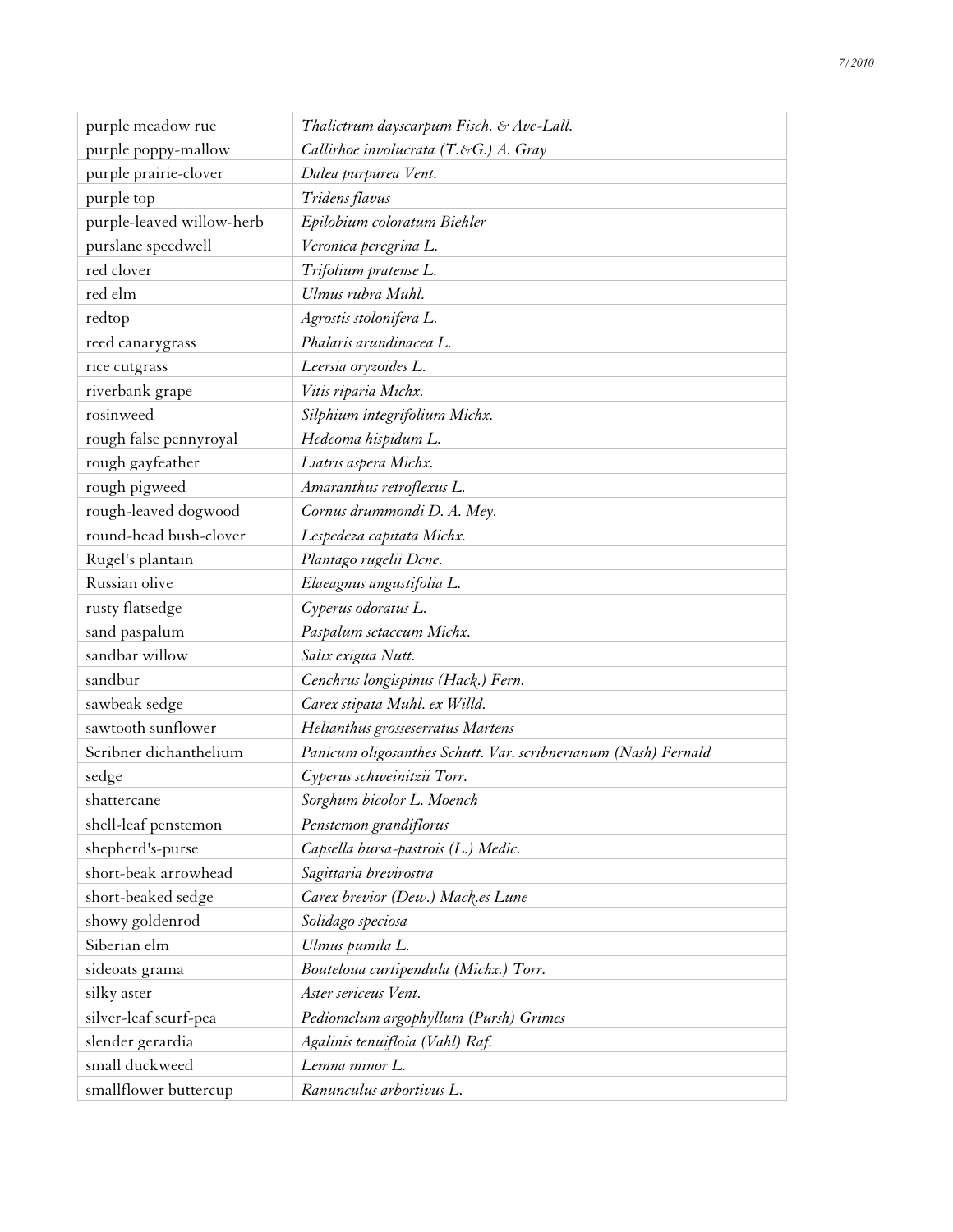| purple meadow rue | *Thalictrum dayscarpum Fisch. & Ave-Lall.* |
|---|---|
| purple poppy-mallow | *Callirhoe involucrata (T.&G.) A. Gray* |
| purple prairie-clover | *Dalea purpurea Vent.* |
| purple top | *Tridens flavus* |
| purple-leaved willow-herb | *Epilobium coloratum Biehler* |
| purslane speedwell | *Veronica peregrina L.* |
| red clover | *Trifolium pratense L.* |
| red elm | *Ulmus rubra Muhl.* |
| redtop | *Agrostis stolonifera L.* |
| reed canarygrass | *Phalaris arundinacea L.* |
| rice cutgrass | *Leersia oryzoides L.* |
| riverbank grape | *Vitis riparia Michx.* |
| rosinweed | *Silphium integrifolium Michx.* |
| rough false pennyroyal | *Hedeoma hispidum L.* |
| rough gayfeather | *Liatris aspera Michx.* |
| rough pigweed | *Amaranthus retroflexus L.* |
| rough-leaved dogwood | *Cornus drummondi D. A. Mey.* |
| round-head bush-clover | *Lespedeza capitata Michx.* |
| Rugel's plantain | *Plantago rugelii Dcne.* |
| Russian olive | *Elaeagnus angustifolia L.* |
| rusty flatsedge | *Cyperus odoratus L.* |
| sand paspalum | *Paspalum setaceum Michx.* |
| sandbar willow | *Salix exigua Nutt.* |
| sandbur | *Cenchrus longispinus (Hack.) Fern.* |
| sawbeak sedge | *Carex stipata Muhl. ex Willd.* |
| sawtooth sunflower | *Helianthus grosseserratus Martens* |
| Scribner dichanthelium | *Panicum oligosanthes Schutt. Var. scribnerianum (Nash) Fernald* |
| sedge | *Cyperus schweinitzii Torr.* |
| shattercane | *Sorghum bicolor L. Moench* |
| shell-leaf penstemon | *Penstemon grandiflorus* |
| shepherd's-purse | *Capsella bursa-pastrois (L.) Medic.* |
| short-beak arrowhead | *Sagittaria brevirostra* |
| short-beaked sedge | *Carex brevior (Dew.) Mack.es Lune* |
| showy goldenrod | *Solidago speciosa* |
| Siberian elm | *Ulmus pumila L.* |
| sideoats grama | *Bouteloua curtipendula (Michx.) Torr.* |
| silky aster | *Aster sericeus Vent.* |
| silver-leaf scurf-pea | *Pediomelum argophyllum (Pursh) Grimes* |
| slender gerardia | *Agalinis tenuifloia (Vahl) Raf.* |
| small duckweed | *Lemna minor L.* |
| smallflower buttercup | *Ranunculus arbortivus L.* |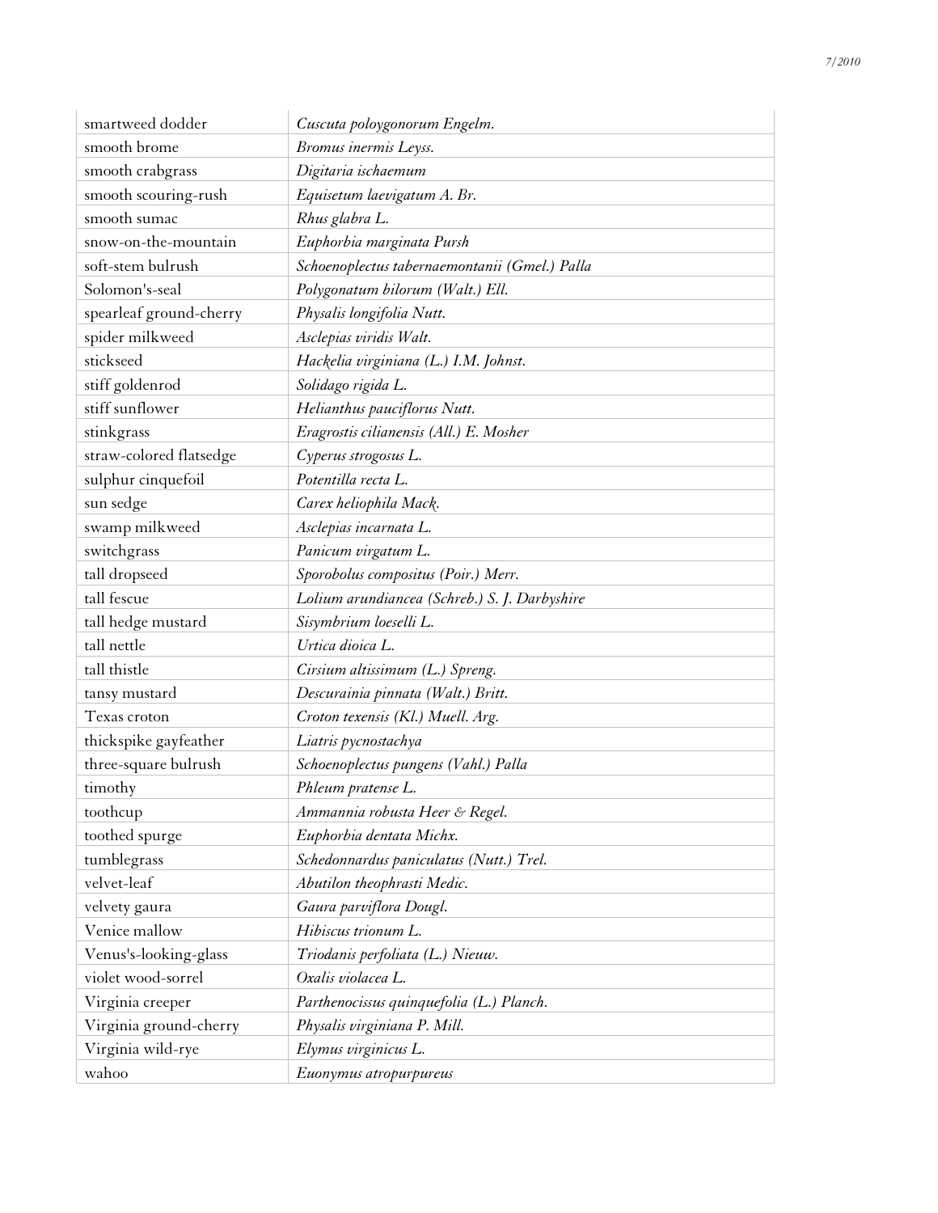| smartweed dodder | *Cuscuta poloygonorum Engelm.* |
|---|---|
| smooth brome | *Bromus inermis Leyss.* |
| smooth crabgrass | *Digitaria ischaemum* |
| smooth scouring-rush | *Equisetum laevigatum A. Br.* |
| smooth sumac | *Rhus glabra L.* |
| snow-on-the-mountain | *Euphorbia marginata Pursh* |
| soft-stem bulrush | *Schoenoplectus tabernaemontanii (Gmel.) Palla* |
| Solomon's-seal | *Polygonatum bilorum (Walt.) Ell.* |
| spearleaf ground-cherry | *Physalis longifolia Nutt.* |
| spider milkweed | *Asclepias viridis Walt.* |
| stickseed | *Hackelia virginiana (L.) I.M. Johnst.* |
| stiff goldenrod | *Solidago rigida L.* |
| stiff sunflower | *Helianthus pauciflorus Nutt.* |
| stinkgrass | *Eragrostis cilianensis (All.) E. Mosher* |
| straw-colored flatsedge | *Cyperus strogosus L.* |
| sulphur cinquefoil | *Potentilla recta L.* |
| sun sedge | *Carex heliophila Mack.* |
| swamp milkweed | *Asclepias incarnata L.* |
| switchgrass | *Panicum virgatum L.* |
| tall dropseed | *Sporobolus compositus (Poir.) Merr.* |
| tall fescue | *Lolium arundiancea (Schreb.) S. J. Darbyshire* |
| tall hedge mustard | *Sisymbrium loeselli L.* |
| tall nettle | *Urtica dioica L.* |
| tall thistle | *Cirsium altissimum (L.) Spreng.* |
| tansy mustard | *Descurainia pinnata (Walt.) Britt.* |
| Texas croton | *Croton texensis (Kl.) Muell. Arg.* |
| thickspike gayfeather | *Liatris pycnostachya* |
| three-square bulrush | *Schoenoplectus pungens (Vahl.) Palla* |
| timothy | *Phleum pratense L.* |
| toothcup | *Ammannia robusta Heer & Regel.* |
| toothed spurge | *Euphorbia dentata Michx.* |
| tumblegrass | *Schedonnardus paniculatus (Nutt.) Trel.* |
| velvet-leaf | *Abutilon theophrasti Medic.* |
| velvety gaura | *Gaura parviflora Dougl.* |
| Venice mallow | *Hibiscus trionum L.* |
| Venus's-looking-glass | *Triodanis perfoliata (L.) Nieuw.* |
| violet wood-sorrel | *Oxalis violacea L.* |
| Virginia creeper | *Parthenocissus quinquefolia (L.) Planch.* |
| Virginia ground-cherry | *Physalis virginiana P. Mill.* |
| Virginia wild-rye | *Elymus virginicus L.* |
| wahoo | *Euonymus atropurpureus* |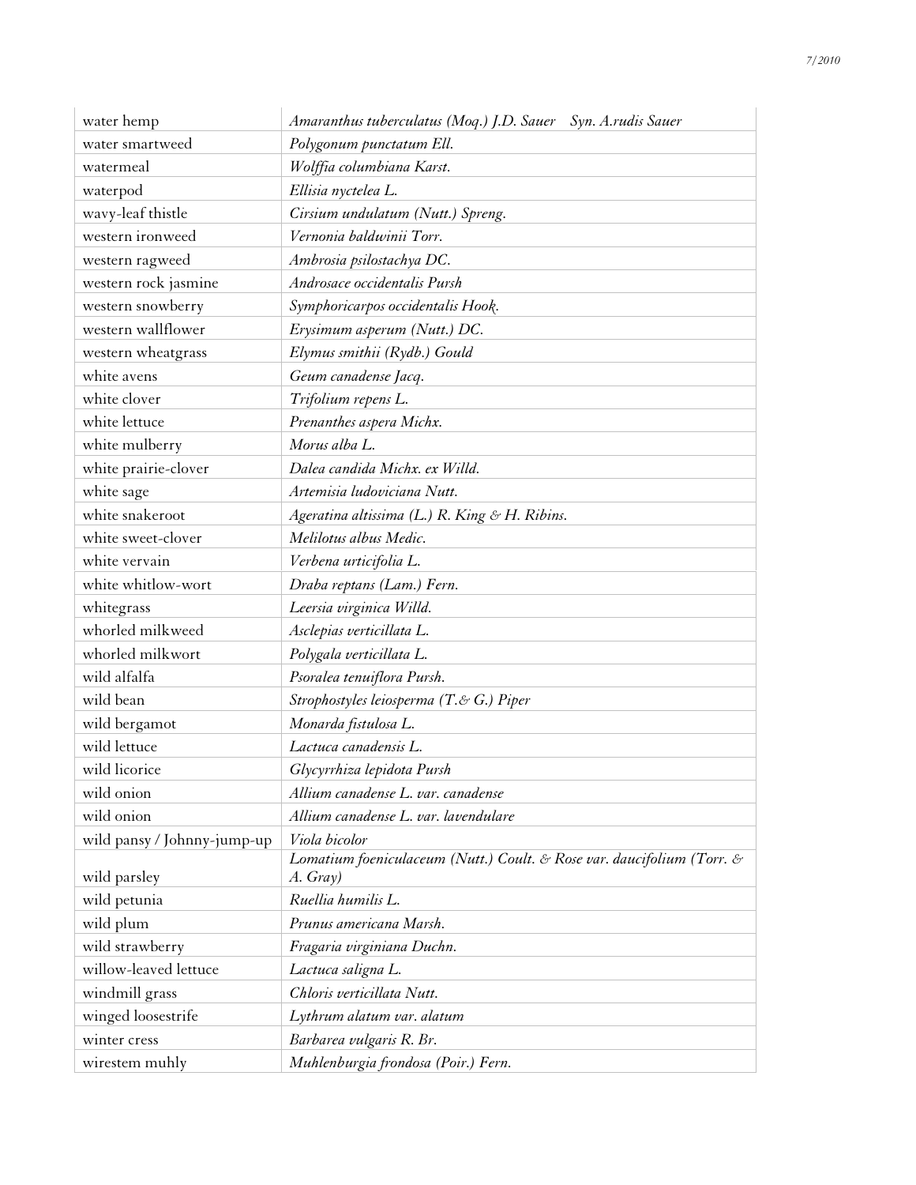| | |
|---|---|
| water hemp | *Amaranthus tuberculatus (Moq.) J.D. Sauer   Syn. A.rudis Sauer* |
| water smartweed | *Polygonum punctatum Ell.* |
| watermeal | *Wolffia columbiana Karst.* |
| waterpod | *Ellisia nyctelea L.* |
| wavy-leaf thistle | *Cirsium undulatum (Nutt.) Spreng.* |
| western ironweed | *Vernonia baldwinii Torr.* |
| western ragweed | *Ambrosia psilostachya DC.* |
| western rock jasmine | *Androsace occidentalis Pursh* |
| western snowberry | *Symphoricarpos occidentalis Hook.* |
| western wallflower | *Erysimum asperum (Nutt.) DC.* |
| western wheatgrass | *Elymus smithii (Rydb.) Gould* |
| white avens | *Geum canadense Jacq.* |
| white clover | *Trifolium repens L.* |
| white lettuce | *Prenanthes aspera Michx.* |
| white mulberry | *Morus alba L.* |
| white prairie-clover | *Dalea candida Michx. ex Willd.* |
| white sage | *Artemisia ludoviciana Nutt.* |
| white snakeroot | *Ageratina altissima (L.) R. King & H. Ribins.* |
| white sweet-clover | *Melilotus albus Medic.* |
| white vervain | *Verbena urticifolia L.* |
| white whitlow-wort | *Draba reptans (Lam.) Fern.* |
| whitegrass | *Leersia virginica Willd.* |
| whorled milkweed | *Asclepias verticillata L.* |
| whorled milkwort | *Polygala verticillata L.* |
| wild alfalfa | *Psoralea tenuiflora Pursh.* |
| wild bean | *Strophostyles leiosperma (T.& G.) Piper* |
| wild bergamot | *Monarda fistulosa L.* |
| wild lettuce | *Lactuca canadensis L.* |
| wild licorice | *Glycyrrhiza lepidota Pursh* |
| wild onion | *Allium canadense L. var. canadense* |
| wild onion | *Allium canadense L. var. lavendulare* |
| wild pansy / Johnny-jump-up | *Viola bicolor* |
| wild parsley | *Lomatium foeniculaceum (Nutt.) Coult. & Rose var. daucifolium (Torr. & A. Gray)* |
| wild petunia | *Ruellia humilis L.* |
| wild plum | *Prunus americana Marsh.* |
| wild strawberry | *Fragaria virginiana Duchn.* |
| willow-leaved lettuce | *Lactuca saligna L.* |
| windmill grass | *Chloris verticillata Nutt.* |
| winged loosestrife | *Lythrum alatum var. alatum* |
| winter cress | *Barbarea vulgaris R. Br.* |
| wirestem muhly | *Muhlenburgia frondosa (Poir.) Fern.* |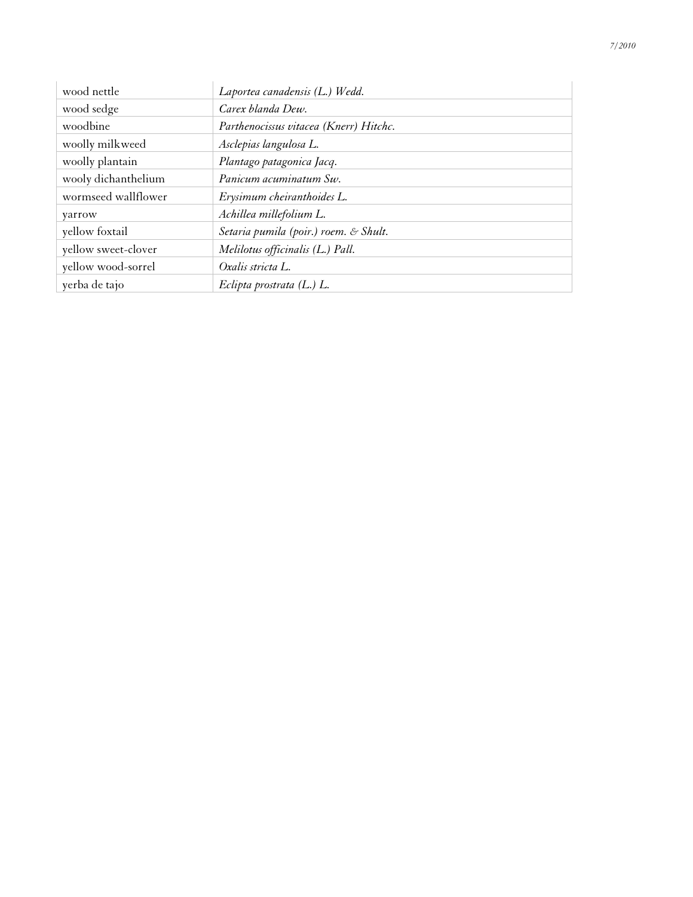| | |
|---|---|
| wood nettle | *Laportea canadensis (L.) Wedd.* |
| wood sedge | *Carex blanda Dew.* |
| woodbine | *Parthenocissus vitacea (Knerr) Hitchc.* |
| woolly milkweed | *Asclepias langulosa L.* |
| woolly plantain | *Plantago patagonica Jacq.* |
| wooly dichanthelium | *Panicum acuminatum Sw.* |
| wormseed wallflower | *Erysimum cheiranthoides L.* |
| yarrow | *Achillea millefolium L.* |
| yellow foxtail | *Setaria pumila (poir.) roem. & Shult.* |
| yellow sweet-clover | *Melilotus officinalis (L.) Pall.* |
| yellow wood-sorrel | *Oxalis stricta L.* |
| yerba de tajo | *Eclipta prostrata (L.) L.* |